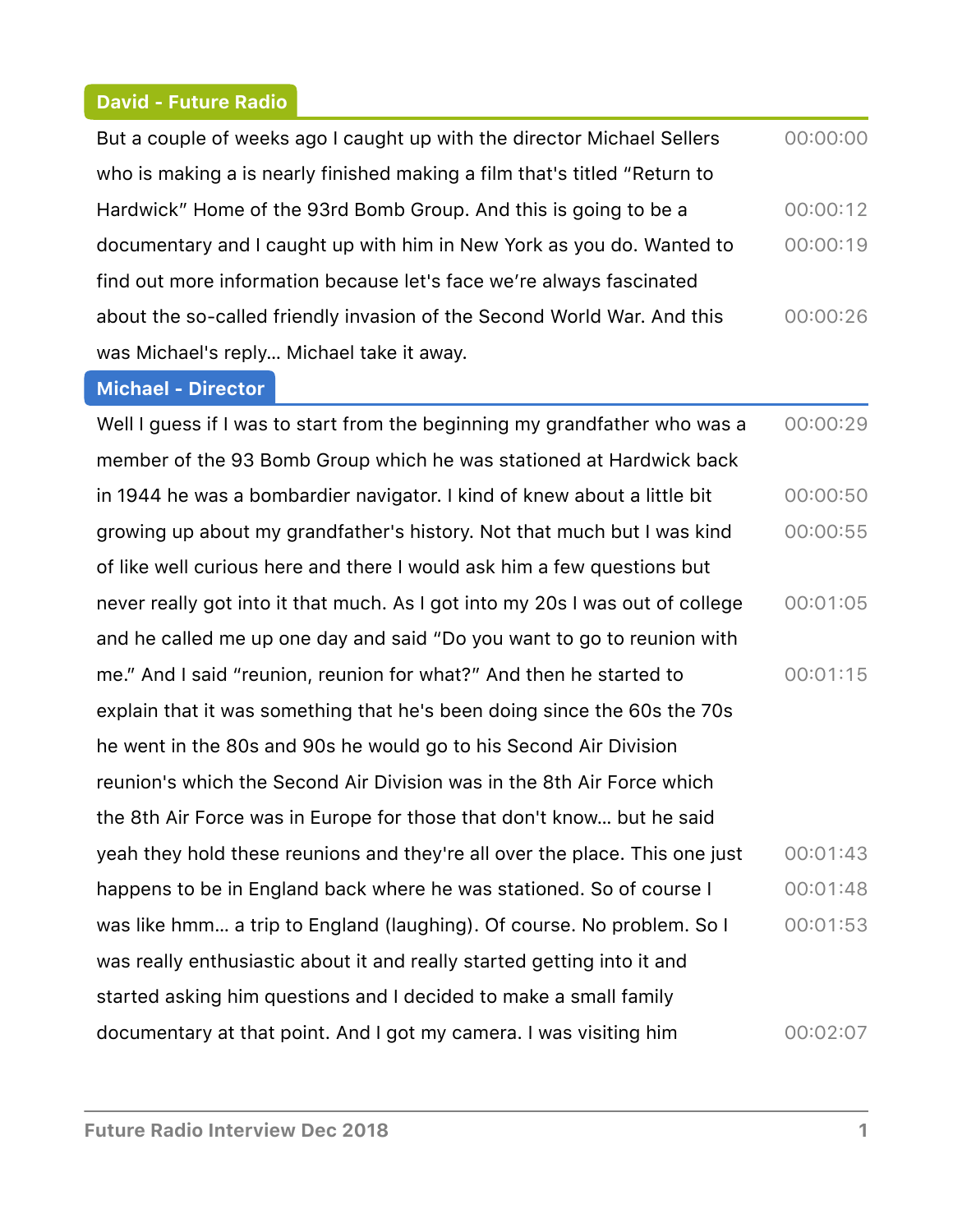**David - Future Radio**

But a couple of weeks ago I caught up with the director Michael Sellers who is making a is nearly finished making a film that's titled "Return to Hardwick" Home of the 93rd Bomb Group. And this is going to be a documentary and I caught up with him in New York as you do. Wanted to find out more information because let's face we're always fascinated about the so-called friendly invasion of the Second World War. And this was Michael's reply… Michael take it away.

00:00:00
00:00:12
00:00:19
00:00:26

**Michael - Director**

Well I guess if I was to start from the beginning my grandfather who was a member of the 93 Bomb Group which he was stationed at Hardwick back in 1944 he was a bombardier navigator. I kind of knew about a little bit growing up about my grandfather's history. Not that much but I was kind of like well curious here and there I would ask him a few questions but never really got into it that much. As I got into my 20s I was out of college and he called me up one day and said "Do you want to go to reunion with me." And I said "reunion, reunion for what?" And then he started to explain that it was something that he's been doing since the 60s the 70s he went in the 80s and 90s he would go to his Second Air Division reunion's which the Second Air Division was in the 8th Air Force which the 8th Air Force was in Europe for those that don't know… but he said yeah they hold these reunions and they're all over the place. This one just happens to be in England back where he was stationed. So of course I was like hmm… a trip to England (laughing). Of course. No problem. So I was really enthusiastic about it and really started getting into it and started asking him questions and I decided to make a small family documentary at that point. And I got my camera. I was visiting him

00:00:29
00:00:50
00:00:55
00:01:05
00:01:15
00:01:43
00:01:48
00:01:53
00:02:07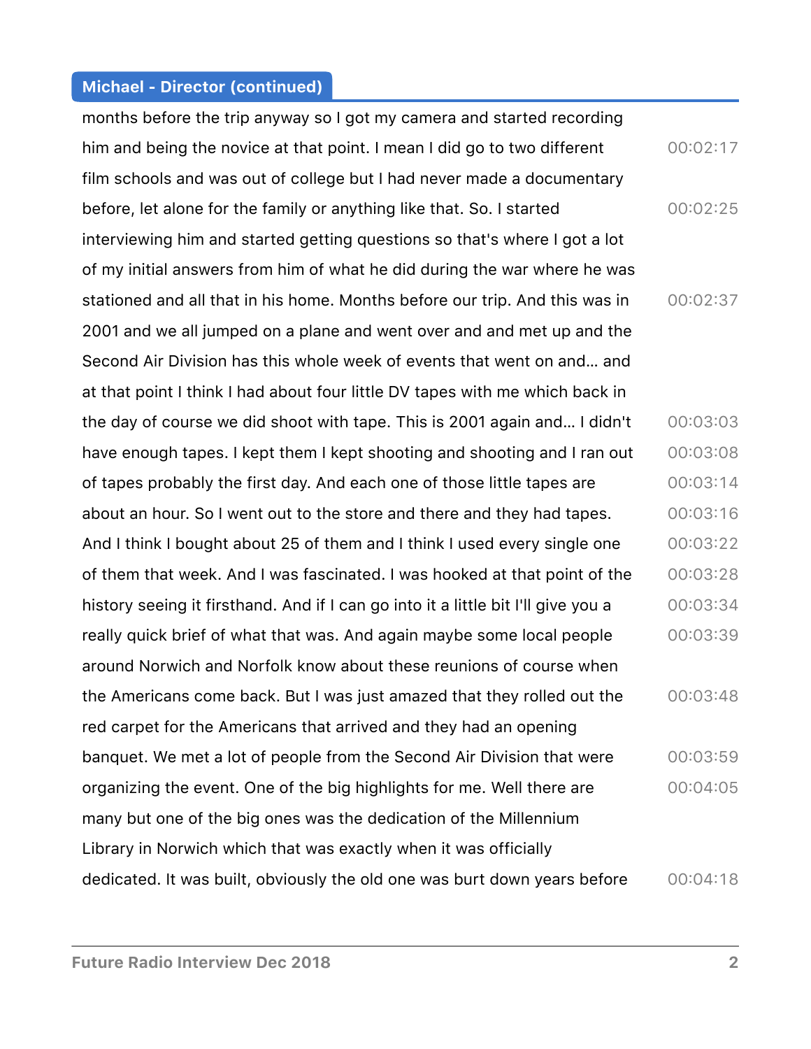**Michael - Director (continued)**

months before the trip anyway so I got my camera and started recording him and being the novice at that point. I mean I did go to two different film schools and was out of college but I had never made a documentary before, let alone for the family or anything like that. So. I started interviewing him and started getting questions so that's where I got a lot of my initial answers from him of what he did during the war where he was stationed and all that in his home. Months before our trip. And this was in 2001 and we all jumped on a plane and went over and and met up and the Second Air Division has this whole week of events that went on and… and at that point I think I had about four little DV tapes with me which back in the day of course we did shoot with tape. This is 2001 again and… I didn't have enough tapes. I kept them I kept shooting and shooting and I ran out of tapes probably the first day. And each one of those little tapes are about an hour. So I went out to the store and there and they had tapes. And I think I bought about 25 of them and I think I used every single one of them that week. And I was fascinated. I was hooked at that point of the history seeing it firsthand. And if I can go into it a little bit I'll give you a really quick brief of what that was. And again maybe some local people around Norwich and Norfolk know about these reunions of course when the Americans come back. But I was just amazed that they rolled out the red carpet for the Americans that arrived and they had an opening banquet. We met a lot of people from the Second Air Division that were organizing the event. One of the big highlights for me. Well there are many but one of the big ones was the dedication of the Millennium Library in Norwich which that was exactly when it was officially dedicated. It was built, obviously the old one was burt down years before

00:02:17
00:02:25
00:02:37
00:03:03
00:03:08
00:03:14
00:03:16
00:03:22
00:03:28
00:03:34
00:03:39
00:03:48
00:03:59
00:04:05
00:04:18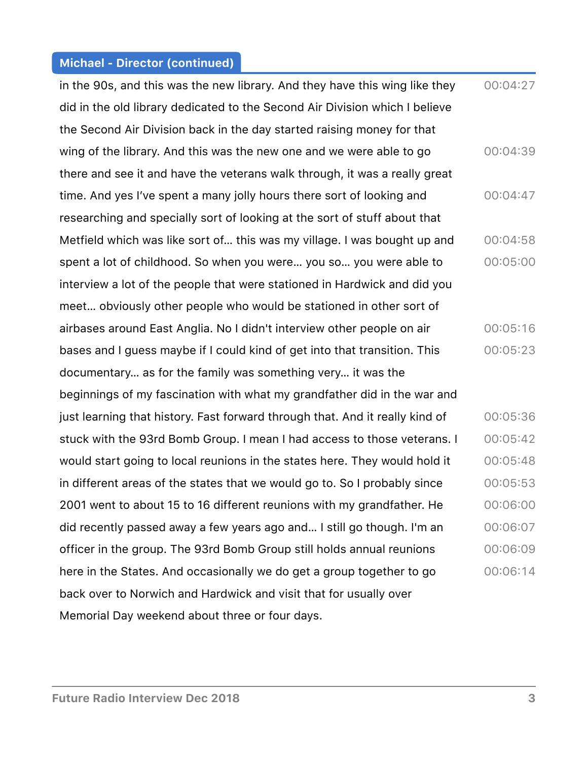**Michael - Director (continued)**

in the 90s, and this was the new library. And they have this wing like they did in the old library dedicated to the Second Air Division which I believe the Second Air Division back in the day started raising money for that wing of the library. And this was the new one and we were able to go there and see it and have the veterans walk through, it was a really great time. And yes I've spent a many jolly hours there sort of looking and researching and specially sort of looking at the sort of stuff about that Metfield which was like sort of… this was my village. I was bought up and spent a lot of childhood. So when you were… you so… you were able to interview a lot of the people that were stationed in Hardwick and did you meet… obviously other people who would be stationed in other sort of airbases around East Anglia. No I didn't interview other people on air bases and I guess maybe if I could kind of get into that transition. This documentary… as for the family was something very… it was the beginnings of my fascination with what my grandfather did in the war and just learning that history. Fast forward through that. And it really kind of stuck with the 93rd Bomb Group. I mean I had access to those veterans. I would start going to local reunions in the states here. They would hold it in different areas of the states that we would go to. So I probably since 2001 went to about 15 to 16 different reunions with my grandfather. He did recently passed away a few years ago and… I still go though. I'm an officer in the group. The 93rd Bomb Group still holds annual reunions here in the States. And occasionally we do get a group together to go back over to Norwich and Hardwick and visit that for usually over Memorial Day weekend about three or four days.

00:04:27 00:04:39 00:04:47 00:04:58 00:05:00 00:05:16 00:05:23 00:05:36 00:05:42 00:05:48 00:05:53 00:06:00 00:06:07 00:06:09 00:06:14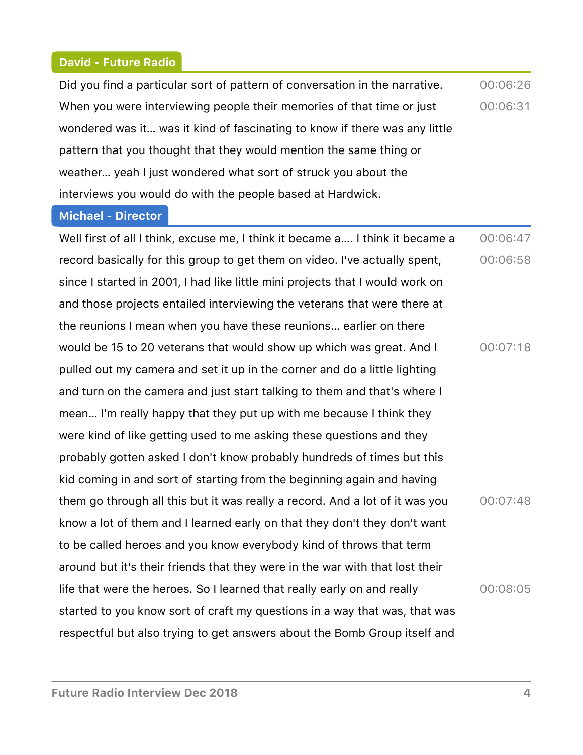**David - Future Radio**

Did you find a particular sort of pattern of conversation in the narrative. 00:06:26

When you were interviewing people their memories of that time or just wondered was it… was it kind of fascinating to know if there was any little pattern that you thought that they would mention the same thing or weather… yeah I just wondered what sort of struck you about the interviews you would do with the people based at Hardwick. 00:06:31

**Michael - Director**

Well first of all I think, excuse me, I think it became a…. I think it became a 00:06:47

record basically for this group to get them on video. I've actually spent, since I started in 2001, I had like little mini projects that I would work on and those projects entailed interviewing the veterans that were there at the reunions I mean when you have these reunions… earlier on there 00:06:58

would be 15 to 20 veterans that would show up which was great. And I pulled out my camera and set it up in the corner and do a little lighting and turn on the camera and just start talking to them and that's where I mean… I'm really happy that they put up with me because I think they were kind of like getting used to me asking these questions and they probably gotten asked I don't know probably hundreds of times but this kid coming in and sort of starting from the beginning again and having 00:07:18

them go through all this but it was really a record. And a lot of it was you know a lot of them and I learned early on that they don't they don't want to be called heroes and you know everybody kind of throws that term around but it's their friends that they were in the war with that lost their 00:07:48

life that were the heroes. So I learned that really early on and really started to you know sort of craft my questions in a way that was, that was respectful but also trying to get answers about the Bomb Group itself and 00:08:05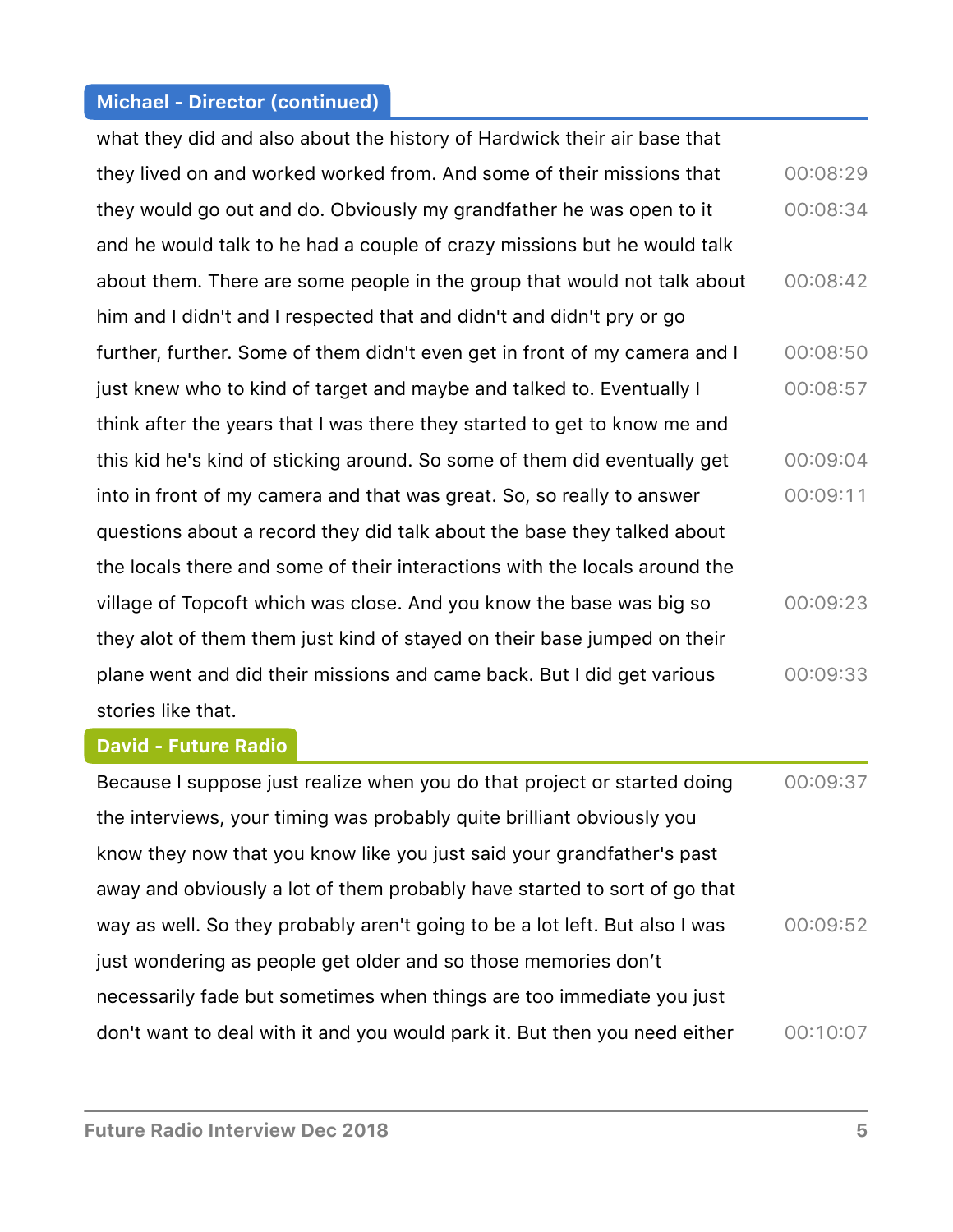**Michael - Director (continued)**

what they did and also about the history of Hardwick their air base that they lived on and worked worked from. And some of their missions that 00:08:29 they would go out and do. Obviously my grandfather he was open to it 00:08:34 and he would talk to he had a couple of crazy missions but he would talk about them. There are some people in the group that would not talk about 00:08:42 him and I didn't and I respected that and didn't and didn't pry or go further, further. Some of them didn't even get in front of my camera and I 00:08:50 just knew who to kind of target and maybe and talked to. Eventually I 00:08:57 think after the years that I was there they started to get to know me and this kid he's kind of sticking around. So some of them did eventually get 00:09:04 into in front of my camera and that was great. So, so really to answer 00:09:11 questions about a record they did talk about the base they talked about the locals there and some of their interactions with the locals around the village of Topcoft which was close. And you know the base was big so 00:09:23 they alot of them them just kind of stayed on their base jumped on their plane went and did their missions and came back. But I did get various 00:09:33 stories like that.

**David - Future Radio**

Because I suppose just realize when you do that project or started doing 00:09:37 the interviews, your timing was probably quite brilliant obviously you know they now that you know like you just said your grandfather's past away and obviously a lot of them probably have started to sort of go that way as well. So they probably aren't going to be a lot left. But also I was 00:09:52 just wondering as people get older and so those memories don't necessarily fade but sometimes when things are too immediate you just don't want to deal with it and you would park it. But then you need either 00:10:07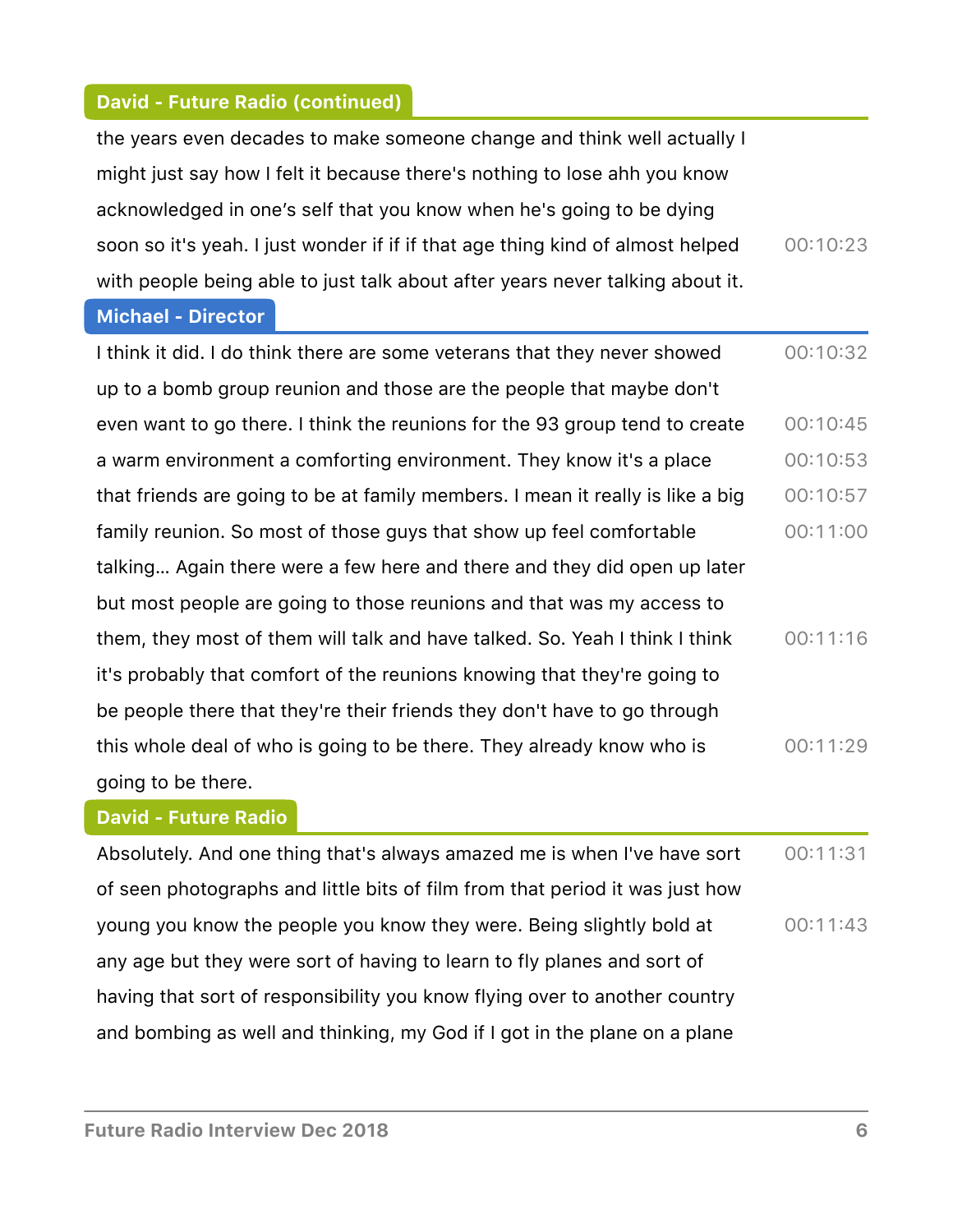**David - Future Radio (continued)**

the years even decades to make someone change and think well actually I might just say how I felt it because there's nothing to lose ahh you know acknowledged in one's self that you know when he's going to be dying soon so it's yeah. I just wonder if if if that age thing kind of almost helped with people being able to just talk about after years never talking about it. 00:10:23

**Michael - Director**

I think it did. I do think there are some veterans that they never showed up to a bomb group reunion and those are the people that maybe don't even want to go there. I think the reunions for the 93 group tend to create a warm environment a comforting environment. They know it's a place that friends are going to be at family members. I mean it really is like a big family reunion. So most of those guys that show up feel comfortable talking... Again there were a few here and there and they did open up later but most people are going to those reunions and that was my access to them, they most of them will talk and have talked. So. Yeah I think I think it's probably that comfort of the reunions knowing that they're going to be people there that they're their friends they don't have to go through this whole deal of who is going to be there. They already know who is going to be there. 00:10:32 00:10:45 00:10:53 00:10:57 00:11:00 00:11:16 00:11:29

**David - Future Radio**

Absolutely. And one thing that's always amazed me is when I've have sort of seen photographs and little bits of film from that period it was just how young you know the people you know they were. Being slightly bold at any age but they were sort of having to learn to fly planes and sort of having that sort of responsibility you know flying over to another country and bombing as well and thinking, my God if I got in the plane on a plane 00:11:31 00:11:43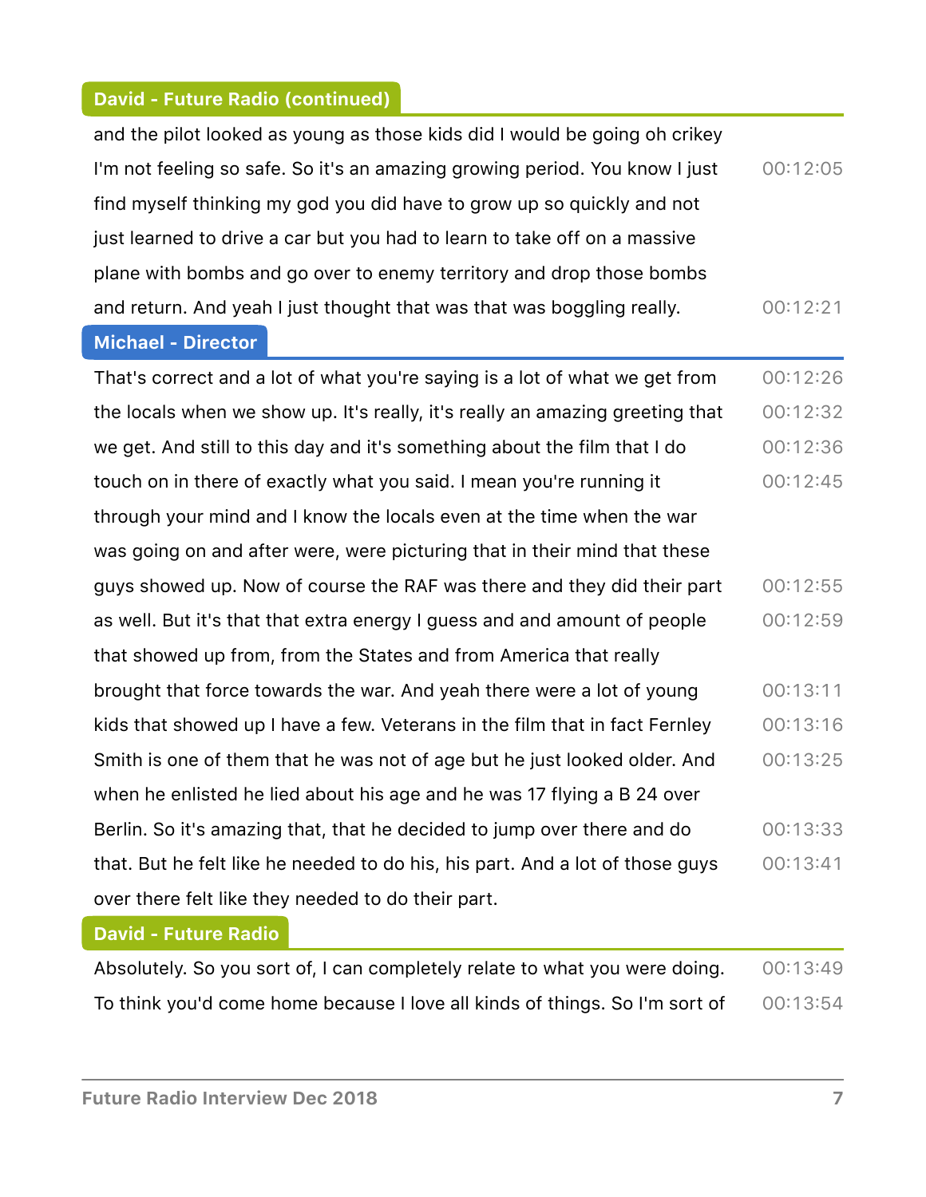**David - Future Radio (continued)**

and the pilot looked as young as those kids did I would be going oh crikey I'm not feeling so safe. So it's an amazing growing period. You know I just find myself thinking my god you did have to grow up so quickly and not just learned to drive a car but you had to learn to take off on a massive plane with bombs and go over to enemy territory and drop those bombs and return. And yeah I just thought that was that was boggling really. 00:12:05 00:12:21

**Michael - Director**

That's correct and a lot of what you're saying is a lot of what we get from the locals when we show up. It's really, it's really an amazing greeting that we get. And still to this day and it's something about the film that I do touch on in there of exactly what you said. I mean you're running it through your mind and I know the locals even at the time when the war was going on and after were, were picturing that in their mind that these guys showed up. Now of course the RAF was there and they did their part as well. But it's that that extra energy I guess and and amount of people that showed up from, from the States and from America that really brought that force towards the war. And yeah there were a lot of young kids that showed up I have a few. Veterans in the film that in fact Fernley Smith is one of them that he was not of age but he just looked older. And when he enlisted he lied about his age and he was 17 flying a B 24 over Berlin. So it's amazing that, that he decided to jump over there and do that. But he felt like he needed to do his, his part. And a lot of those guys over there felt like they needed to do their part. 00:12:26 00:12:32 00:12:36 00:12:45 00:12:55 00:12:59 00:13:11 00:13:16 00:13:25 00:13:33 00:13:41

**David - Future Radio**

Absolutely. So you sort of, I can completely relate to what you were doing. To think you'd come home because I love all kinds of things. So I'm sort of 00:13:49 00:13:54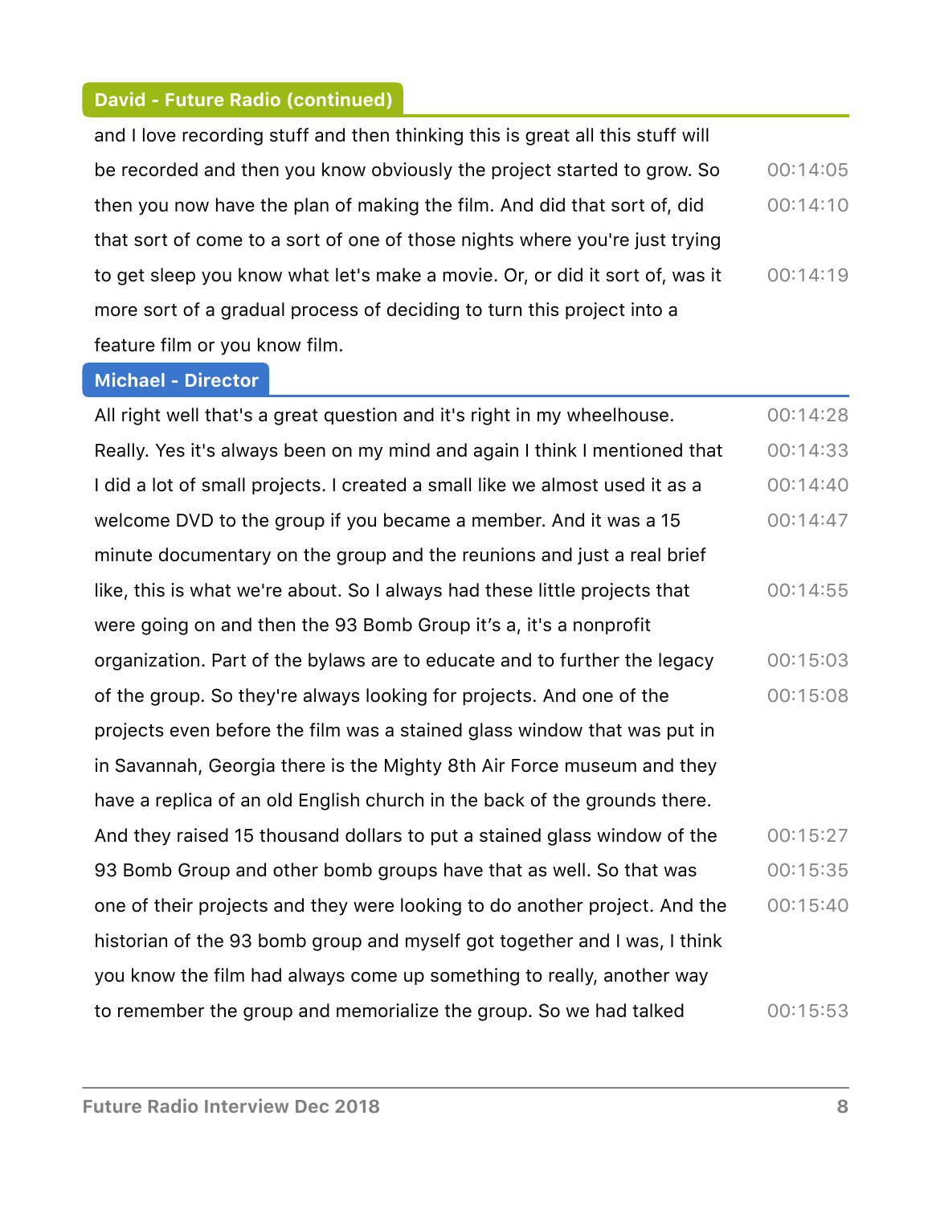**David - Future Radio (continued)**

and I love recording stuff and then thinking this is great all this stuff will be recorded and then you know obviously the project started to grow. So 00:14:05 then you now have the plan of making the film. And did that sort of, did 00:14:10 that sort of come to a sort of one of those nights where you're just trying to get sleep you know what let's make a movie. Or, or did it sort of, was it 00:14:19 more sort of a gradual process of deciding to turn this project into a feature film or you know film.

**Michael - Director**

All right well that's a great question and it's right in my wheelhouse. 00:14:28 Really. Yes it's always been on my mind and again I think I mentioned that 00:14:33 I did a lot of small projects. I created a small like we almost used it as a 00:14:40 welcome DVD to the group if you became a member. And it was a 15 00:14:47 minute documentary on the group and the reunions and just a real brief like, this is what we're about. So I always had these little projects that 00:14:55 were going on and then the 93 Bomb Group it's a, it's a nonprofit organization. Part of the bylaws are to educate and to further the legacy 00:15:03 of the group. So they're always looking for projects. And one of the 00:15:08 projects even before the film was a stained glass window that was put in in Savannah, Georgia there is the Mighty 8th Air Force museum and they have a replica of an old English church in the back of the grounds there. And they raised 15 thousand dollars to put a stained glass window of the 00:15:27 93 Bomb Group and other bomb groups have that as well. So that was 00:15:35 one of their projects and they were looking to do another project. And the 00:15:40 historian of the 93 bomb group and myself got together and I was, I think you know the film had always come up something to really, another way to remember the group and memorialize the group. So we had talked 00:15:53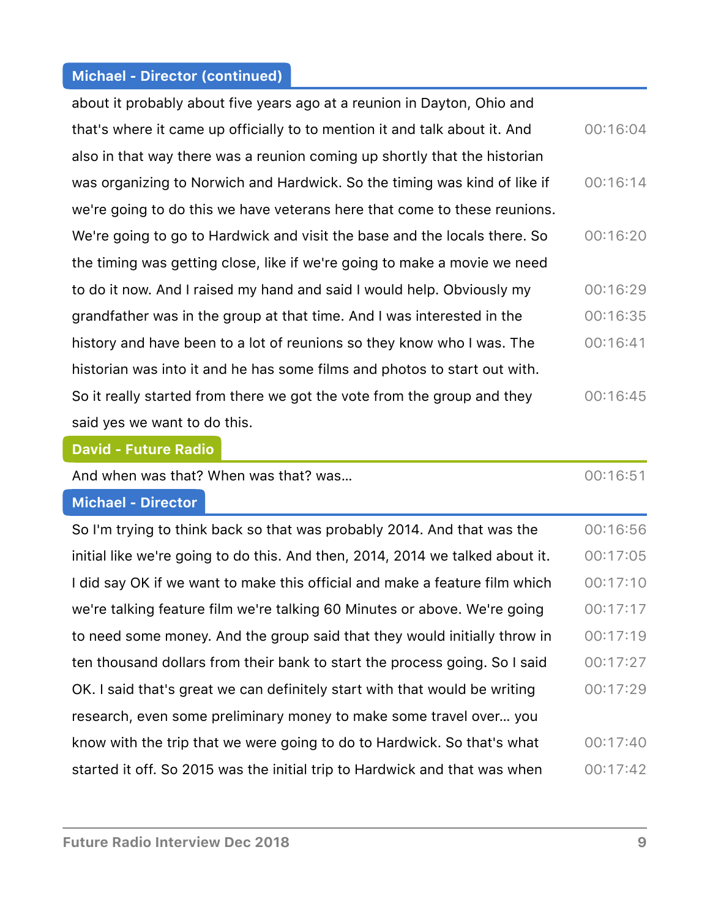**Michael - Director (continued)**

about it probably about five years ago at a reunion in Dayton, Ohio and that's where it came up officially to to mention it and talk about it. And also in that way there was a reunion coming up shortly that the historian was organizing to Norwich and Hardwick. So the timing was kind of like if we're going to do this we have veterans here that come to these reunions. We're going to go to Hardwick and visit the base and the locals there. So the timing was getting close, like if we're going to make a movie we need to do it now. And I raised my hand and said I would help. Obviously my grandfather was in the group at that time. And I was interested in the history and have been to a lot of reunions so they know who I was. The historian was into it and he has some films and photos to start out with. So it really started from there we got the vote from the group and they said yes we want to do this.

00:16:04
00:16:14
00:16:20
00:16:29
00:16:35
00:16:41
00:16:45

**David - Future Radio**

And when was that? When was that? was...

00:16:51

**Michael - Director**

So I'm trying to think back so that was probably 2014. And that was the initial like we're going to do this. And then, 2014, 2014 we talked about it. I did say OK if we want to make this official and make a feature film which we're talking feature film we're talking 60 Minutes or above. We're going to need some money. And the group said that they would initially throw in ten thousand dollars from their bank to start the process going. So I said OK. I said that's great we can definitely start with that would be writing research, even some preliminary money to make some travel over... you know with the trip that we were going to do to Hardwick. So that's what started it off. So 2015 was the initial trip to Hardwick and that was when

00:16:56
00:17:05
00:17:10
00:17:17
00:17:19
00:17:27
00:17:29
00:17:40
00:17:42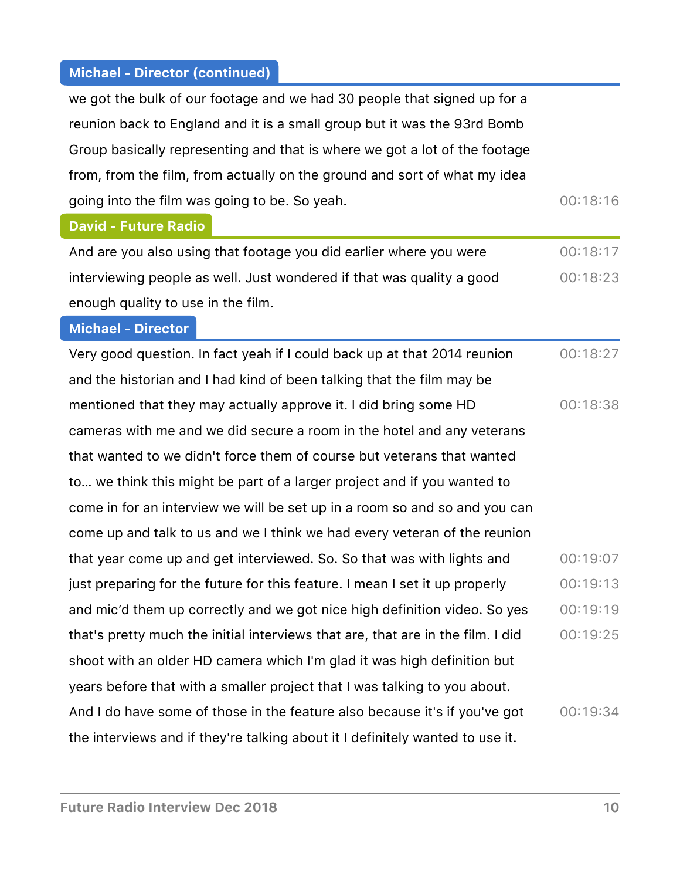**Michael - Director (continued)**

we got the bulk of our footage and we had 30 people that signed up for a reunion back to England and it is a small group but it was the 93rd Bomb Group basically representing and that is where we got a lot of the footage from, from the film, from actually on the ground and sort of what my idea going into the film was going to be. So yeah. 00:18:16

**David - Future Radio**

And are you also using that footage you did earlier where you were 00:18:17 interviewing people as well. Just wondered if that was quality a good 00:18:23 enough quality to use in the film.

**Michael - Director**

Very good question. In fact yeah if I could back up at that 2014 reunion 00:18:27 and the historian and I had kind of been talking that the film may be mentioned that they may actually approve it. I did bring some HD 00:18:38 cameras with me and we did secure a room in the hotel and any veterans that wanted to we didn't force them of course but veterans that wanted to… we think this might be part of a larger project and if you wanted to come in for an interview we will be set up in a room so and so and you can come up and talk to us and we I think we had every veteran of the reunion that year come up and get interviewed. So. So that was with lights and 00:19:07 just preparing for the future for this feature. I mean I set it up properly 00:19:13 and mic'd them up correctly and we got nice high definition video. So yes 00:19:19 that's pretty much the initial interviews that are, that are in the film. I did 00:19:25 shoot with an older HD camera which I'm glad it was high definition but years before that with a smaller project that I was talking to you about. And I do have some of those in the feature also because it's if you've got 00:19:34 the interviews and if they're talking about it I definitely wanted to use it.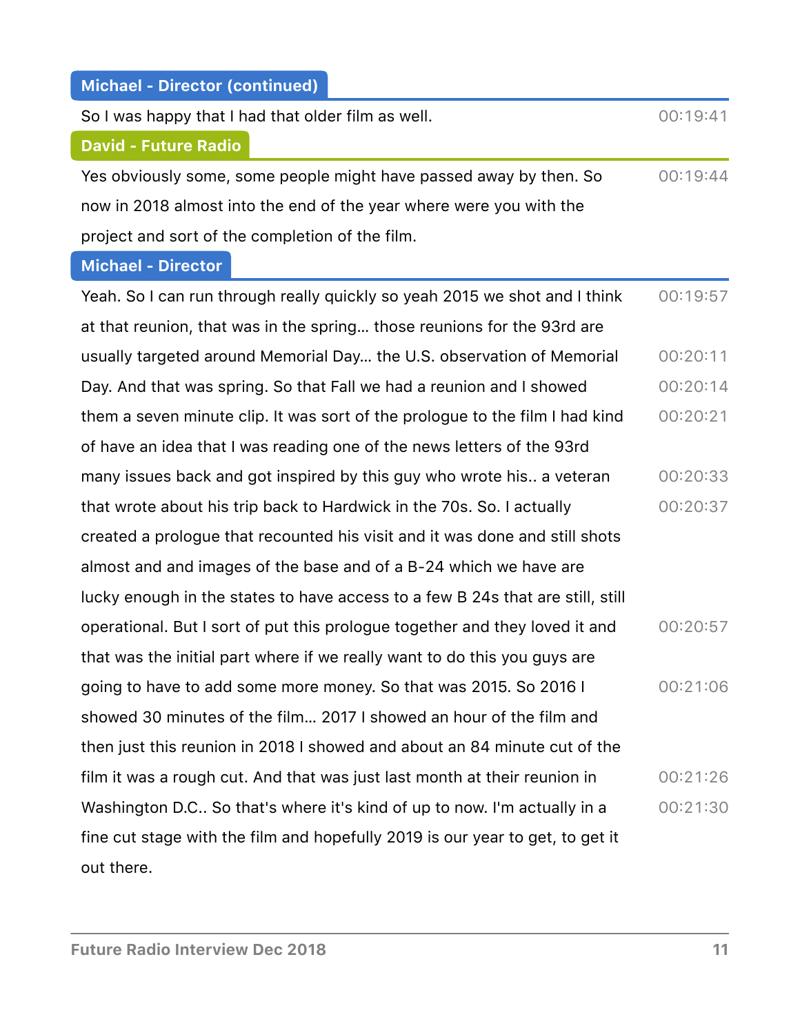**Michael - Director (continued)**

So I was happy that I had that older film as well. 00:19:41

**David - Future Radio**

Yes obviously some, some people might have passed away by then. So now in 2018 almost into the end of the year where were you with the project and sort of the completion of the film. 00:19:44

**Michael - Director**

Yeah. So I can run through really quickly so yeah 2015 we shot and I think at that reunion, that was in the spring... those reunions for the 93rd are usually targeted around Memorial Day... the U.S. observation of Memorial Day. And that was spring. So that Fall we had a reunion and I showed them a seven minute clip. It was sort of the prologue to the film I had kind of have an idea that I was reading one of the news letters of the 93rd many issues back and got inspired by this guy who wrote his.. a veteran that wrote about his trip back to Hardwick in the 70s. So. I actually created a prologue that recounted his visit and it was done and still shots almost and and images of the base and of a B-24 which we have are lucky enough in the states to have access to a few B 24s that are still, still operational. But I sort of put this prologue together and they loved it and that was the initial part where if we really want to do this you guys are going to have to add some more money. So that was 2015. So 2016 I showed 30 minutes of the film... 2017 I showed an hour of the film and then just this reunion in 2018 I showed and about an 84 minute cut of the film it was a rough cut. And that was just last month at their reunion in Washington D.C.. So that's where it's kind of up to now. I'm actually in a fine cut stage with the film and hopefully 2019 is our year to get, to get it out there. 00:19:57 00:20:11 00:20:14 00:20:21 00:20:33 00:20:37 00:20:57 00:21:06 00:21:26 00:21:30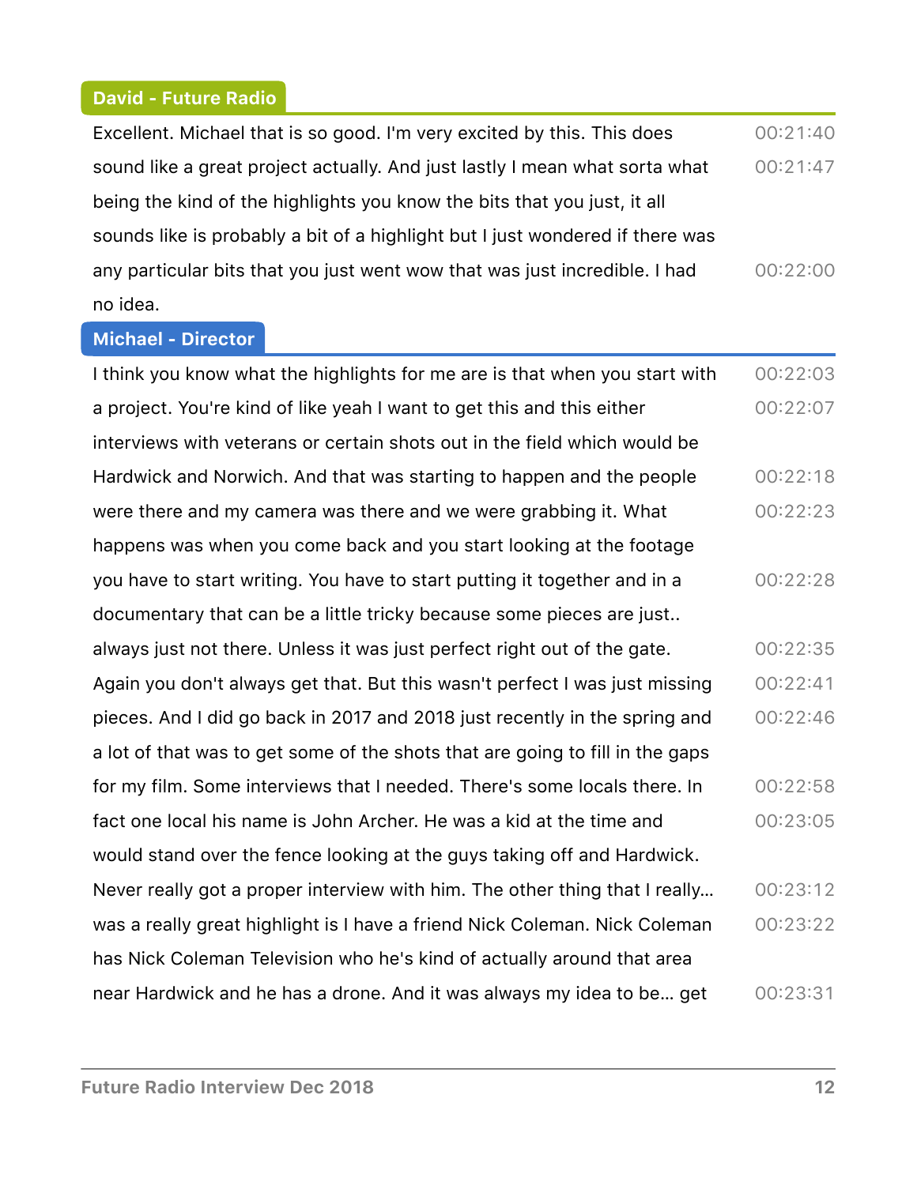**David - Future Radio**

Excellent. Michael that is so good. I'm very excited by this. This does sound like a great project actually. And just lastly I mean what sorta what being the kind of the highlights you know the bits that you just, it all sounds like is probably a bit of a highlight but I just wondered if there was any particular bits that you just went wow that was just incredible. I had no idea.

00:21:40
00:21:47
00:22:00

**Michael - Director**

I think you know what the highlights for me are is that when you start with a project. You're kind of like yeah I want to get this and this either interviews with veterans or certain shots out in the field which would be Hardwick and Norwich. And that was starting to happen and the people were there and my camera was there and we were grabbing it. What happens was when you come back and you start looking at the footage you have to start writing. You have to start putting it together and in a documentary that can be a little tricky because some pieces are just.. always just not there. Unless it was just perfect right out of the gate. Again you don't always get that. But this wasn't perfect I was just missing pieces. And I did go back in 2017 and 2018 just recently in the spring and a lot of that was to get some of the shots that are going to fill in the gaps for my film. Some interviews that I needed. There's some locals there. In fact one local his name is John Archer. He was a kid at the time and would stand over the fence looking at the guys taking off and Hardwick. Never really got a proper interview with him. The other thing that I really... was a really great highlight is I have a friend Nick Coleman. Nick Coleman has Nick Coleman Television who he's kind of actually around that area near Hardwick and he has a drone. And it was always my idea to be... get

00:22:03
00:22:07
00:22:18
00:22:23
00:22:28
00:22:35
00:22:41
00:22:46
00:22:58
00:23:05
00:23:12
00:23:22
00:23:31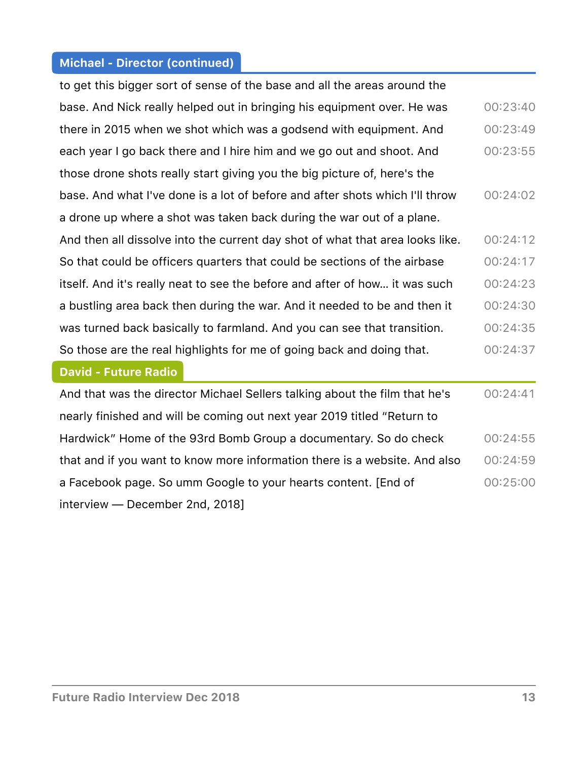**Michael - Director (continued)**

to get this bigger sort of sense of the base and all the areas around the base. And Nick really helped out in bringing his equipment over. He was there in 2015 when we shot which was a godsend with equipment. And each year I go back there and I hire him and we go out and shoot. And those drone shots really start giving you the big picture of, here's the base. And what I've done is a lot of before and after shots which I'll throw a drone up where a shot was taken back during the war out of a plane. And then all dissolve into the current day shot of what that area looks like. So that could be officers quarters that could be sections of the airbase itself. And it's really neat to see the before and after of how… it was such a bustling area back then during the war. And it needed to be and then it was turned back basically to farmland. And you can see that transition. So those are the real highlights for me of going back and doing that.

00:23:40 00:23:49 00:23:55 00:24:02 00:24:12 00:24:17 00:24:23 00:24:30 00:24:35 00:24:37

**David - Future Radio**

And that was the director Michael Sellers talking about the film that he's nearly finished and will be coming out next year 2019 titled "Return to Hardwick" Home of the 93rd Bomb Group a documentary. So do check that and if you want to know more information there is a website. And also a Facebook page. So umm Google to your hearts content. [End of interview — December 2nd, 2018]

00:24:41 00:24:55 00:24:59 00:25:00